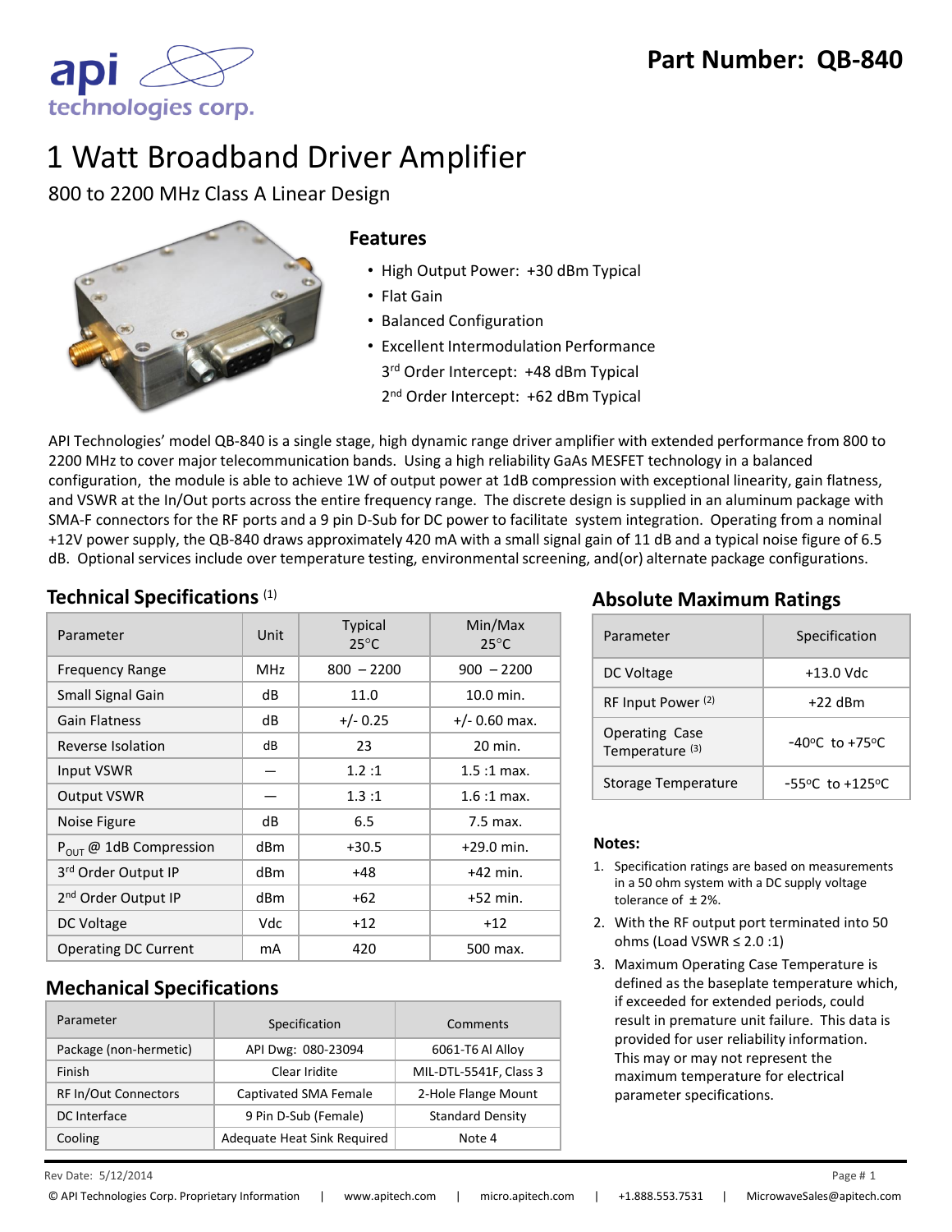# Part Number: QB-840

# 1 Watt Broadband Driver Amplifier

800 to 2200 MHz Class A Linear Design

## Features

- High Output Power: +30 dBm Typical
- Flat Gain
- Balanced Configuration
- Excellent Intermodulation Performance
  3rd Order Intercept: +48 dBm Typical
  2nd Order Intercept: +62 dBm Typical

API Technologies' model QB-840 is a single stage, high dynamic range driver amplifier with extended performance from 800 to 2200 MHz to cover major telecommunication bands. Using a high reliability GaAs MESFET technology in a balanced configuration, the module is able to achieve 1W of output power at 1dB compression with exceptional linearity, gain flatness, and VSWR at the In/Out ports across the entire frequency range. The discrete design is supplied in an aluminum package with SMA-F connectors for the RF ports and a 9 pin D-Sub for DC power to facilitate system integration. Operating from a nominal +12V power supply, the QB-840 draws approximately 420 mA with a small signal gain of 11 dB and a typical noise figure of 6.5 dB. Optional services include over temperature testing, environmental screening, and(or) alternate package configurations.

## Technical Specifications (1)

| Parameter | Unit | Typical 25°C | Min/Max 25°C |
|---|---|---|---|
| Frequency Range | MHz | 800 – 2200 | 900 – 2200 |
| Small Signal Gain | dB | 11.0 | 10.0 min. |
| Gain Flatness | dB | +/- 0.25 | +/- 0.60 max. |
| Reverse Isolation | dB | 23 | 20 min. |
| Input VSWR | — | 1.2 :1 | 1.5 :1 max. |
| Output VSWR | — | 1.3 :1 | 1.6 :1 max. |
| Noise Figure | dB | 6.5 | 7.5 max. |
| $P_{OUT}$ @ 1dB Compression | dBm | +30.5 | +29.0 min. |
| 3rd Order Output IP | dBm | +48 | +42 min. |
| 2nd Order Output IP | dBm | +62 | +52 min. |
| DC Voltage | Vdc | +12 | +12 |
| Operating DC Current | mA | 420 | 500 max. |

## Absolute Maximum Ratings

| Parameter | Specification |
|---|---|
| DC Voltage | +13.0 Vdc |
| RF Input Power (2) | +22 dBm |
| Operating Case Temperature (3) | -40°C to +75°C |
| Storage Temperature | -55°C to +125°C |

## Mechanical Specifications

| Parameter | Specification | Comments |
|---|---|---|
| Package (non-hermetic) | API Dwg: 080-23094 | 6061-T6 Al Alloy |
| Finish | Clear Iridite | MIL-DTL-5541F, Class 3 |
| RF In/Out Connectors | Captivated SMA Female | 2-Hole Flange Mount |
| DC Interface | 9 Pin D-Sub (Female) | Standard Density |
| Cooling | Adequate Heat Sink Required | Note 4 |

**Notes:**

1. Specification ratings are based on measurements in a 50 ohm system with a DC supply voltage tolerance of ± 2%.
2. With the RF output port terminated into 50 ohms (Load VSWR ≤ 2.0 :1)
3. Maximum Operating Case Temperature is defined as the baseplate temperature which, if exceeded for extended periods, could result in premature unit failure. This data is provided for user reliability information. This may or may not represent the maximum temperature for electrical parameter specifications.

Rev Date: 5/12/2014

© API Technologies Corp. Proprietary Information | www.apitech.com | micro.apitech.com | +1.888.553.7531 | MicrowaveSales@apitech.com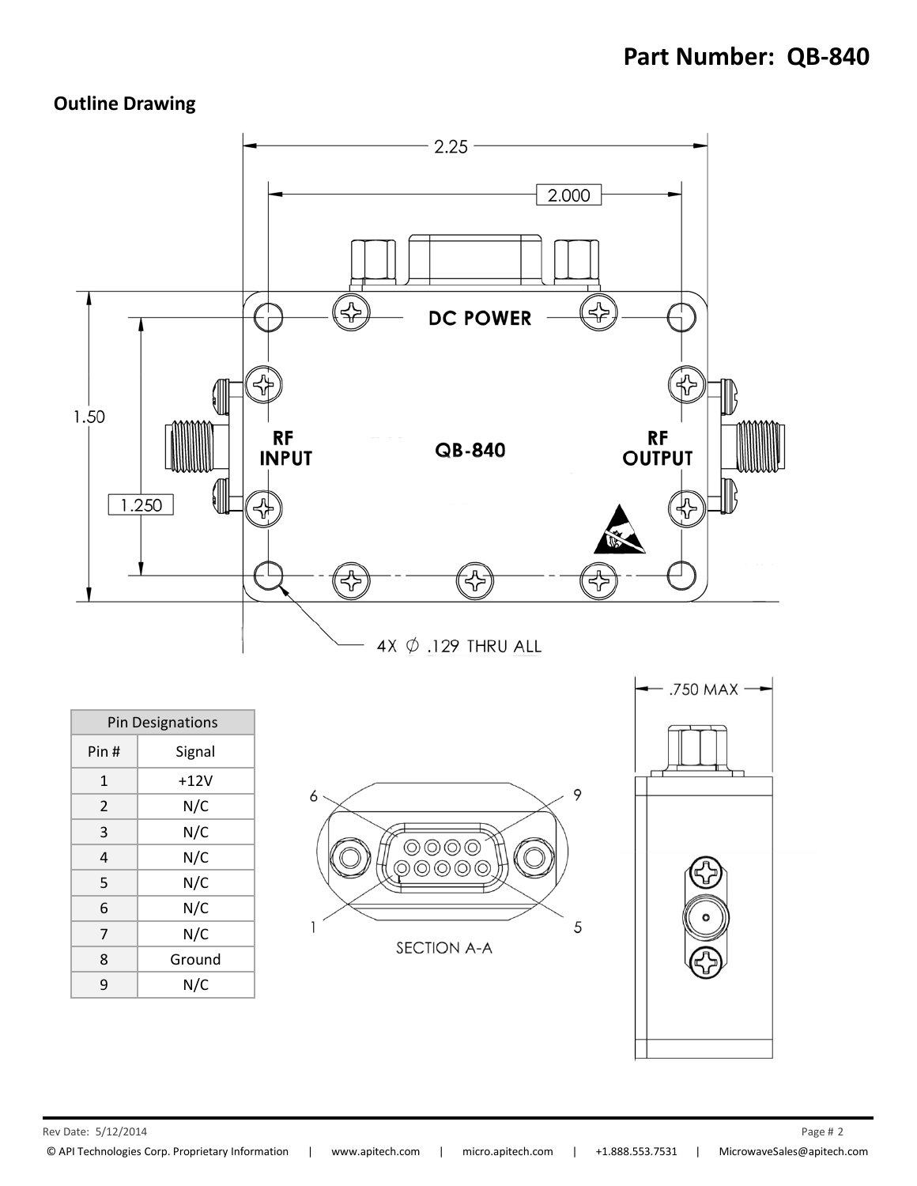# Part Number: QB-840

## Outline Drawing

2.25

2.000

1.50

1.250

DC POWER

RF INPUT

QB-840

RF OUTPUT

4X ∅ .129 THRU ALL

.750 MAX

SECTION A-A

| Pin Designations | |
|---|---|
| Pin # | Signal |
| 1 | +12V |
| 2 | N/C |
| 3 | N/C |
| 4 | N/C |
| 5 | N/C |
| 6 | N/C |
| 7 | N/C |
| 8 | Ground |
| 9 | N/C |

Rev Date: 5/12/2014

© API Technologies Corp. Proprietary Information | www.apitech.com | micro.apitech.com | +1.888.553.7531 | MicrowaveSales@apitech.com